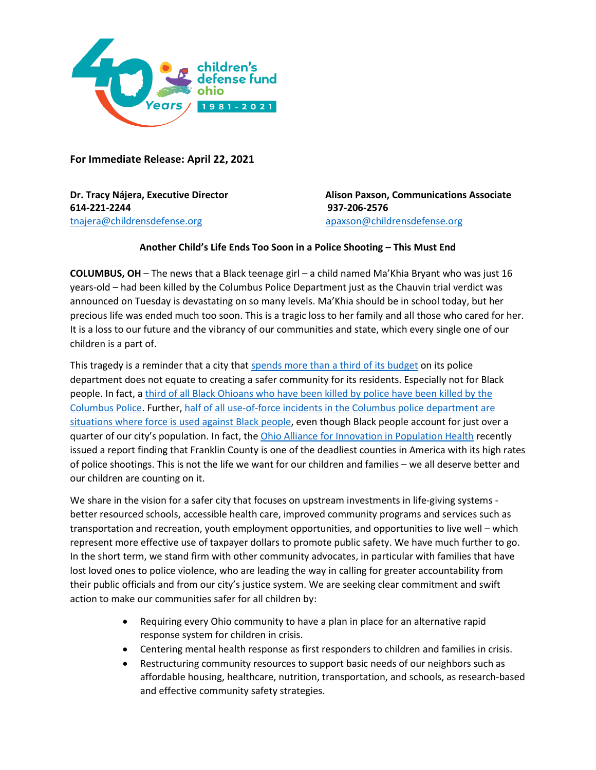**For Immediate Release: April 22, 2021**

**Dr. Tracy Nájera, Executive Director**
**614-221-2244**
tnajera@childrensdefense.org

**Alison Paxson, Communications Associate**
**937-206-2576**
apaxson@childrensdefense.org

**Another Child's Life Ends Too Soon in a Police Shooting – This Must End**

**COLUMBUS, OH** – The news that a Black teenage girl – a child named Ma'Khia Bryant who was just 16 years-old – had been killed by the Columbus Police Department just as the Chauvin trial verdict was announced on Tuesday is devastating on so many levels. Ma'Khia should be in school today, but her precious life was ended much too soon. This is a tragic loss to her family and all those who cared for her. It is a loss to our future and the vibrancy of our communities and state, which every single one of our children is a part of.

This tragedy is a reminder that a city that spends more than a third of its budget on its police department does not equate to creating a safer community for its residents. Especially not for Black people. In fact, a third of all Black Ohioans who have been killed by police have been killed by the Columbus Police. Further, half of all use-of-force incidents in the Columbus police department are situations where force is used against Black people, even though Black people account for just over a quarter of our city's population. In fact, the Ohio Alliance for Innovation in Population Health recently issued a report finding that Franklin County is one of the deadliest counties in America with its high rates of police shootings. This is not the life we want for our children and families – we all deserve better and our children are counting on it.

We share in the vision for a safer city that focuses on upstream investments in life-giving systems - better resourced schools, accessible health care, improved community programs and services such as transportation and recreation, youth employment opportunities, and opportunities to live well – which represent more effective use of taxpayer dollars to promote public safety. We have much further to go. In the short term, we stand firm with other community advocates, in particular with families that have lost loved ones to police violence, who are leading the way in calling for greater accountability from their public officials and from our city's justice system. We are seeking clear commitment and swift action to make our communities safer for all children by:

- Requiring every Ohio community to have a plan in place for an alternative rapid response system for children in crisis.
- Centering mental health response as first responders to children and families in crisis.
- Restructuring community resources to support basic needs of our neighbors such as affordable housing, healthcare, nutrition, transportation, and schools, as research-based and effective community safety strategies.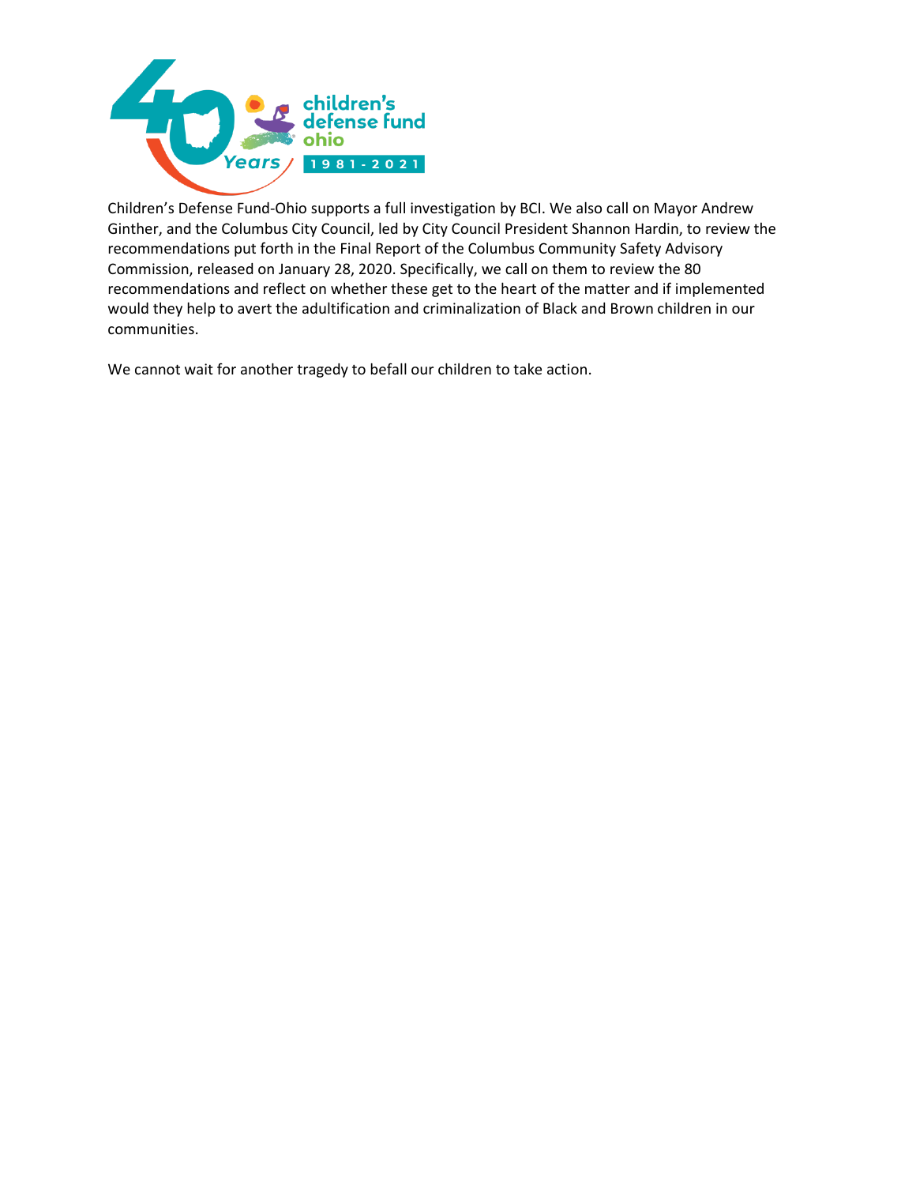Children's Defense Fund-Ohio supports a full investigation by BCI. We also call on Mayor Andrew Ginther, and the Columbus City Council, led by City Council President Shannon Hardin, to review the recommendations put forth in the Final Report of the Columbus Community Safety Advisory Commission, released on January 28, 2020. Specifically, we call on them to review the 80 recommendations and reflect on whether these get to the heart of the matter and if implemented would they help to avert the adultification and criminalization of Black and Brown children in our communities.

We cannot wait for another tragedy to befall our children to take action.